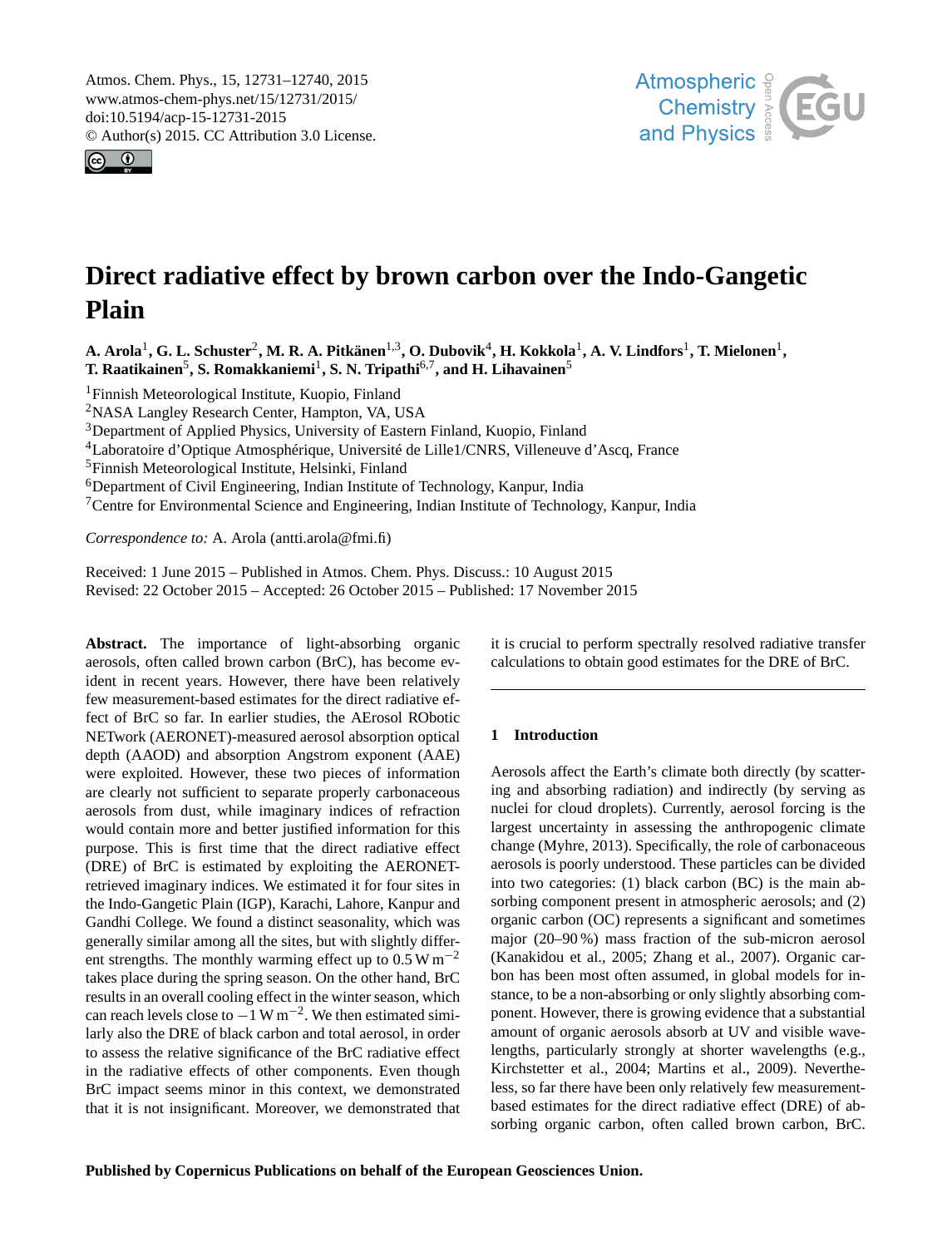# Direct radiative effect by brown carbon over the Indo-Gangetic Plain

**A. Arola[1], G. L. Schuster[2], M. R. A. Pitkänen[1,3], O. Dubovik[4], H. Kokkola[1], A. V. Lindfors[1], T. Mielonen[1], T. Raatikainen[5], S. Romakkaniemi[1], S. N. Tripathi[6,7], and H. Lihavainen[5]**

[1]Finnish Meteorological Institute, Kuopio, Finland
[2]NASA Langley Research Center, Hampton, VA, USA
[3]Department of Applied Physics, University of Eastern Finland, Kuopio, Finland
[4]Laboratoire d'Optique Atmosphérique, Université de Lille1/CNRS, Villeneuve d'Ascq, France
[5]Finnish Meteorological Institute, Helsinki, Finland
[6]Department of Civil Engineering, Indian Institute of Technology, Kanpur, India
[7]Centre for Environmental Science and Engineering, Indian Institute of Technology, Kanpur, India

*Correspondence to:* A. Arola (antti.arola@fmi.fi)

Received: 1 June 2015 – Published in Atmos. Chem. Phys. Discuss.: 10 August 2015
Revised: 22 October 2015 – Accepted: 26 October 2015 – Published: 17 November 2015

**Abstract.** The importance of light-absorbing organic aerosols, often called brown carbon (BrC), has become evident in recent years. However, there have been relatively few measurement-based estimates for the direct radiative effect of BrC so far. In earlier studies, the AErosol RObotic NETwork (AERONET)-measured aerosol absorption optical depth (AAOD) and absorption Angstrom exponent (AAE) were exploited. However, these two pieces of information are clearly not sufficient to separate properly carbonaceous aerosols from dust, while imaginary indices of refraction would contain more and better justified information for this purpose. This is first time that the direct radiative effect (DRE) of BrC is estimated by exploiting the AERONET-retrieved imaginary indices. We estimated it for four sites in the Indo-Gangetic Plain (IGP), Karachi, Lahore, Kanpur and Gandhi College. We found a distinct seasonality, which was generally similar among all the sites, but with slightly different strengths. The monthly warming effect up to $0.5\,\mathrm{W\,m^{-2}}$ takes place during the spring season. On the other hand, BrC results in an overall cooling effect in the winter season, which can reach levels close to $-1\,\mathrm{W\,m^{-2}}$. We then estimated similarly also the DRE of black carbon and total aerosol, in order to assess the relative significance of the BrC radiative effect in the radiative effects of other components. Even though BrC impact seems minor in this context, we demonstrated that it is not insignificant. Moreover, we demonstrated that it is crucial to perform spectrally resolved radiative transfer calculations to obtain good estimates for the DRE of BrC.

## 1 Introduction

Aerosols affect the Earth's climate both directly (by scattering and absorbing radiation) and indirectly (by serving as nuclei for cloud droplets). Currently, aerosol forcing is the largest uncertainty in assessing the anthropogenic climate change (Myhre, 2013). Specifically, the role of carbonaceous aerosols is poorly understood. These particles can be divided into two categories: (1) black carbon (BC) is the main absorbing component present in atmospheric aerosols; and (2) organic carbon (OC) represents a significant and sometimes major (20–90 %) mass fraction of the sub-micron aerosol (Kanakidou et al., 2005; Zhang et al., 2007). Organic carbon has been most often assumed, in global models for instance, to be a non-absorbing or only slightly absorbing component. However, there is growing evidence that a substantial amount of organic aerosols absorb at UV and visible wavelengths, particularly strongly at shorter wavelengths (e.g., Kirchstetter et al., 2004; Martins et al., 2009). Nevertheless, so far there have been only relatively few measurement-based estimates for the direct radiative effect (DRE) of absorbing organic carbon, often called brown carbon, BrC.

**Published by Copernicus Publications on behalf of the European Geosciences Union.**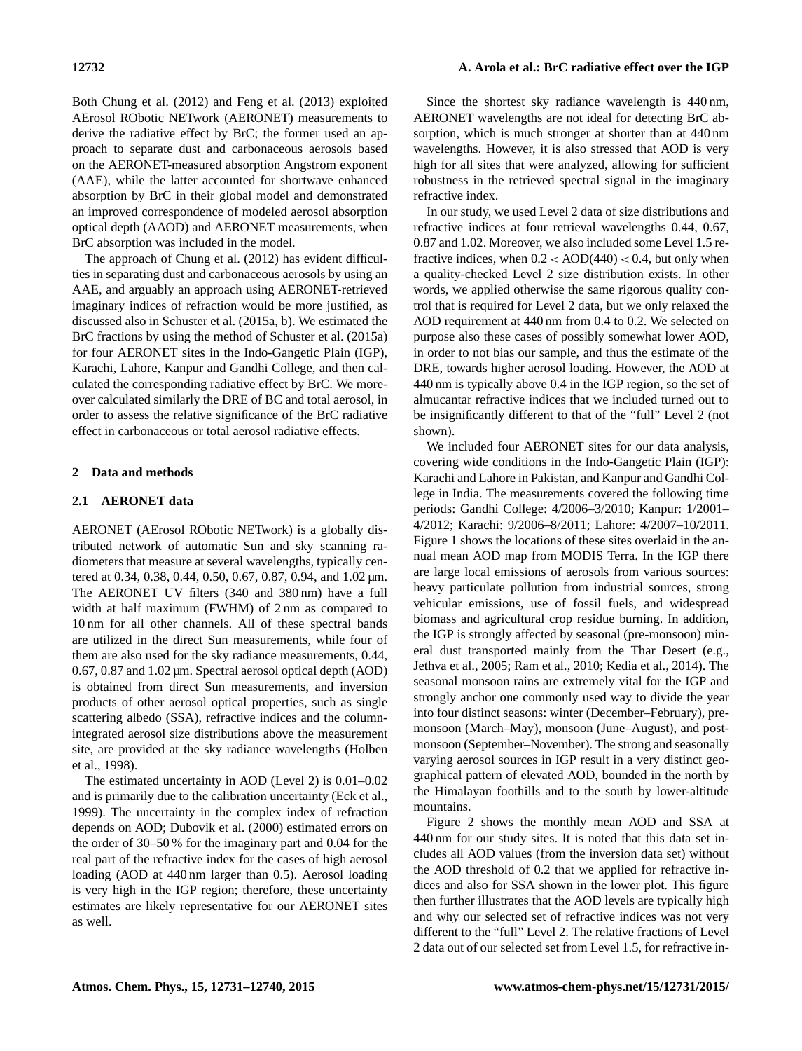Both Chung et al. (2012) and Feng et al. (2013) exploited AErosol RObotic NETwork (AERONET) measurements to derive the radiative effect by BrC; the former used an approach to separate dust and carbonaceous aerosols based on the AERONET-measured absorption Angstrom exponent (AAE), while the latter accounted for shortwave enhanced absorption by BrC in their global model and demonstrated an improved correspondence of modeled aerosol absorption optical depth (AAOD) and AERONET measurements, when BrC absorption was included in the model.

The approach of Chung et al. (2012) has evident difficulties in separating dust and carbonaceous aerosols by using an AAE, and arguably an approach using AERONET-retrieved imaginary indices of refraction would be more justified, as discussed also in Schuster et al. (2015a, b). We estimated the BrC fractions by using the method of Schuster et al. (2015a) for four AERONET sites in the Indo-Gangetic Plain (IGP), Karachi, Lahore, Kanpur and Gandhi College, and then calculated the corresponding radiative effect by BrC. We moreover calculated similarly the DRE of BC and total aerosol, in order to assess the relative significance of the BrC radiative effect in carbonaceous or total aerosol radiative effects.

## 2 Data and methods

### 2.1 AERONET data

AERONET (AErosol RObotic NETwork) is a globally distributed network of automatic Sun and sky scanning radiometers that measure at several wavelengths, typically centered at 0.34, 0.38, 0.44, 0.50, 0.67, 0.87, 0.94, and 1.02 µm. The AERONET UV filters (340 and 380 nm) have a full width at half maximum (FWHM) of 2 nm as compared to 10 nm for all other channels. All of these spectral bands are utilized in the direct Sun measurements, while four of them are also used for the sky radiance measurements, 0.44, 0.67, 0.87 and 1.02 µm. Spectral aerosol optical depth (AOD) is obtained from direct Sun measurements, and inversion products of other aerosol optical properties, such as single scattering albedo (SSA), refractive indices and the column-integrated aerosol size distributions above the measurement site, are provided at the sky radiance wavelengths (Holben et al., 1998).

The estimated uncertainty in AOD (Level 2) is 0.01–0.02 and is primarily due to the calibration uncertainty (Eck et al., 1999). The uncertainty in the complex index of refraction depends on AOD; Dubovik et al. (2000) estimated errors on the order of 30–50 % for the imaginary part and 0.04 for the real part of the refractive index for the cases of high aerosol loading (AOD at 440 nm larger than 0.5). Aerosol loading is very high in the IGP region; therefore, these uncertainty estimates are likely representative for our AERONET sites as well.

Since the shortest sky radiance wavelength is 440 nm, AERONET wavelengths are not ideal for detecting BrC absorption, which is much stronger at shorter than at 440 nm wavelengths. However, it is also stressed that AOD is very high for all sites that were analyzed, allowing for sufficient robustness in the retrieved spectral signal in the imaginary refractive index.

In our study, we used Level 2 data of size distributions and refractive indices at four retrieval wavelengths 0.44, 0.67, 0.87 and 1.02. Moreover, we also included some Level 1.5 refractive indices, when $0.2 < \mathrm{AOD}(440) < 0.4$, but only when a quality-checked Level 2 size distribution exists. In other words, we applied otherwise the same rigorous quality control that is required for Level 2 data, but we only relaxed the AOD requirement at 440 nm from 0.4 to 0.2. We selected on purpose also these cases of possibly somewhat lower AOD, in order to not bias our sample, and thus the estimate of the DRE, towards higher aerosol loading. However, the AOD at 440 nm is typically above 0.4 in the IGP region, so the set of almucantar refractive indices that we included turned out to be insignificantly different to that of the "full" Level 2 (not shown).

We included four AERONET sites for our data analysis, covering wide conditions in the Indo-Gangetic Plain (IGP): Karachi and Lahore in Pakistan, and Kanpur and Gandhi College in India. The measurements covered the following time periods: Gandhi College: 4/2006–3/2010; Kanpur: 1/2001–4/2012; Karachi: 9/2006–8/2011; Lahore: 4/2007–10/2011. Figure 1 shows the locations of these sites overlaid in the annual mean AOD map from MODIS Terra. In the IGP there are large local emissions of aerosols from various sources: heavy particulate pollution from industrial sources, strong vehicular emissions, use of fossil fuels, and widespread biomass and agricultural crop residue burning. In addition, the IGP is strongly affected by seasonal (pre-monsoon) mineral dust transported mainly from the Thar Desert (e.g., Jethva et al., 2005; Ram et al., 2010; Kedia et al., 2014). The seasonal monsoon rains are extremely vital for the IGP and strongly anchor one commonly used way to divide the year into four distinct seasons: winter (December–February), pre-monsoon (March–May), monsoon (June–August), and post-monsoon (September–November). The strong and seasonally varying aerosol sources in IGP result in a very distinct geographical pattern of elevated AOD, bounded in the north by the Himalayan foothills and to the south by lower-altitude mountains.

Figure 2 shows the monthly mean AOD and SSA at 440 nm for our study sites. It is noted that this data set includes all AOD values (from the inversion data set) without the AOD threshold of 0.2 that we applied for refractive indices and also for SSA shown in the lower plot. This figure then further illustrates that the AOD levels are typically high and why our selected set of refractive indices was not very different to the "full" Level 2. The relative fractions of Level 2 data out of our selected set from Level 1.5, for refractive in-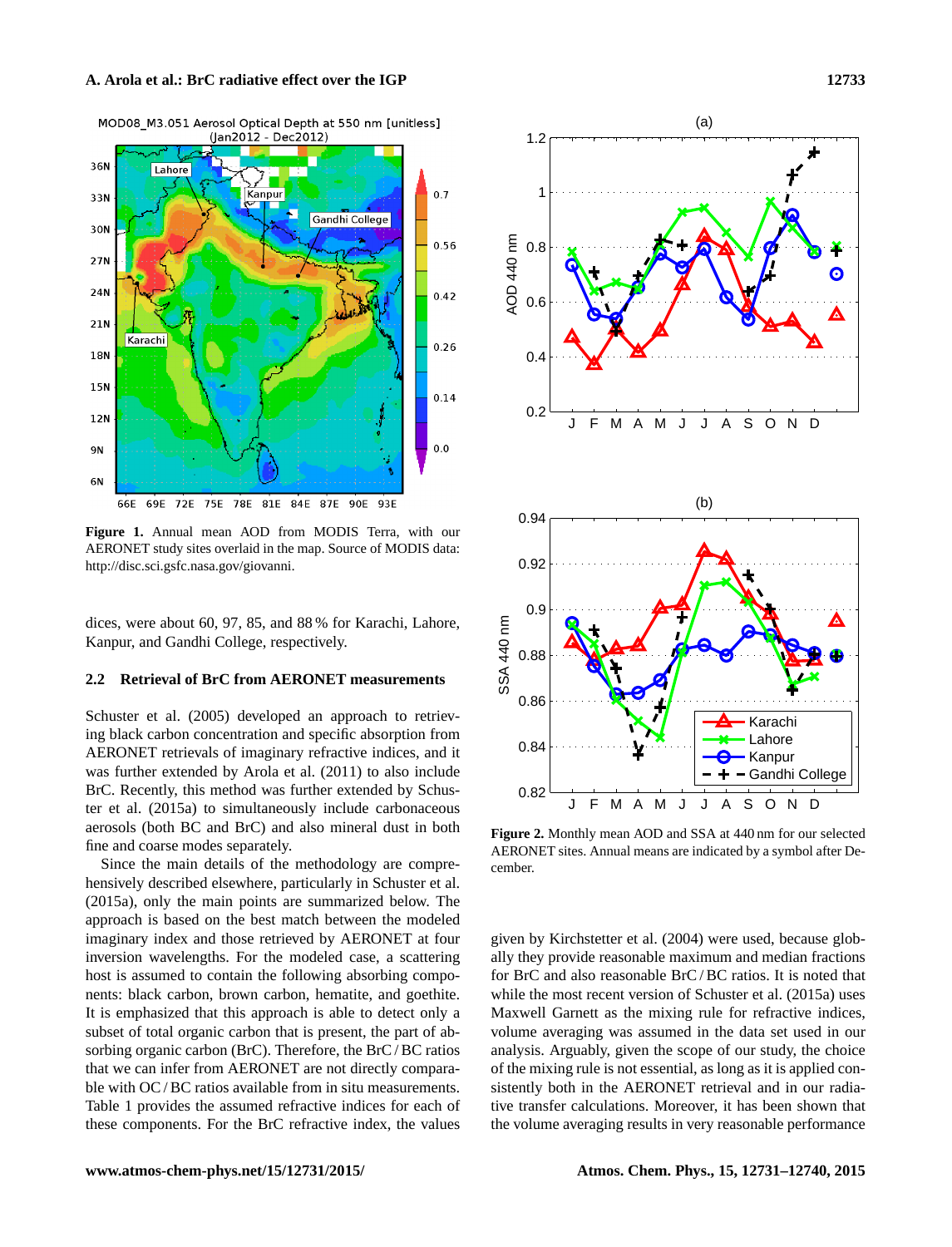Figure 1. Annual mean AOD from MODIS Terra, with our AERONET study sites overlaid in the map. Source of MODIS data: http://disc.sci.gsfc.nasa.gov/giovanni.

dices, were about 60, 97, 85, and 88 % for Karachi, Lahore, Kanpur, and Gandhi College, respectively.

### 2.2 Retrieval of BrC from AERONET measurements

Schuster et al. (2005) developed an approach to retrieving black carbon concentration and specific absorption from AERONET retrievals of imaginary refractive indices, and it was further extended by Arola et al. (2011) to also include BrC. Recently, this method was further extended by Schuster et al. (2015a) to simultaneously include carbonaceous aerosols (both BC and BrC) and also mineral dust in both fine and coarse modes separately.

Since the main details of the methodology are comprehensively described elsewhere, particularly in Schuster et al. (2015a), only the main points are summarized below. The approach is based on the best match between the modeled imaginary index and those retrieved by AERONET at four inversion wavelengths. For the modeled case, a scattering host is assumed to contain the following absorbing components: black carbon, brown carbon, hematite, and goethite. It is emphasized that this approach is able to detect only a subset of total organic carbon that is present, the part of absorbing organic carbon (BrC). Therefore, the BrC / BC ratios that we can infer from AERONET are not directly comparable with OC / BC ratios available from in situ measurements. Table 1 provides the assumed refractive indices for each of these components. For the BrC refractive index, the values given by Kirchstetter et al. (2004) were used, because globally they provide reasonable maximum and median fractions for BrC and also reasonable BrC / BC ratios. It is noted that while the most recent version of Schuster et al. (2015a) uses Maxwell Garnett as the mixing rule for refractive indices, volume averaging was assumed in the data set used in our analysis. Arguably, given the scope of our study, the choice of the mixing rule is not essential, as long as it is applied consistently both in the AERONET retrieval and in our radiative transfer calculations. Moreover, it has been shown that the volume averaging results in very reasonable performance

Figure 2. Monthly mean AOD and SSA at 440 nm for our selected AERONET sites. Annual means are indicated by a symbol after December.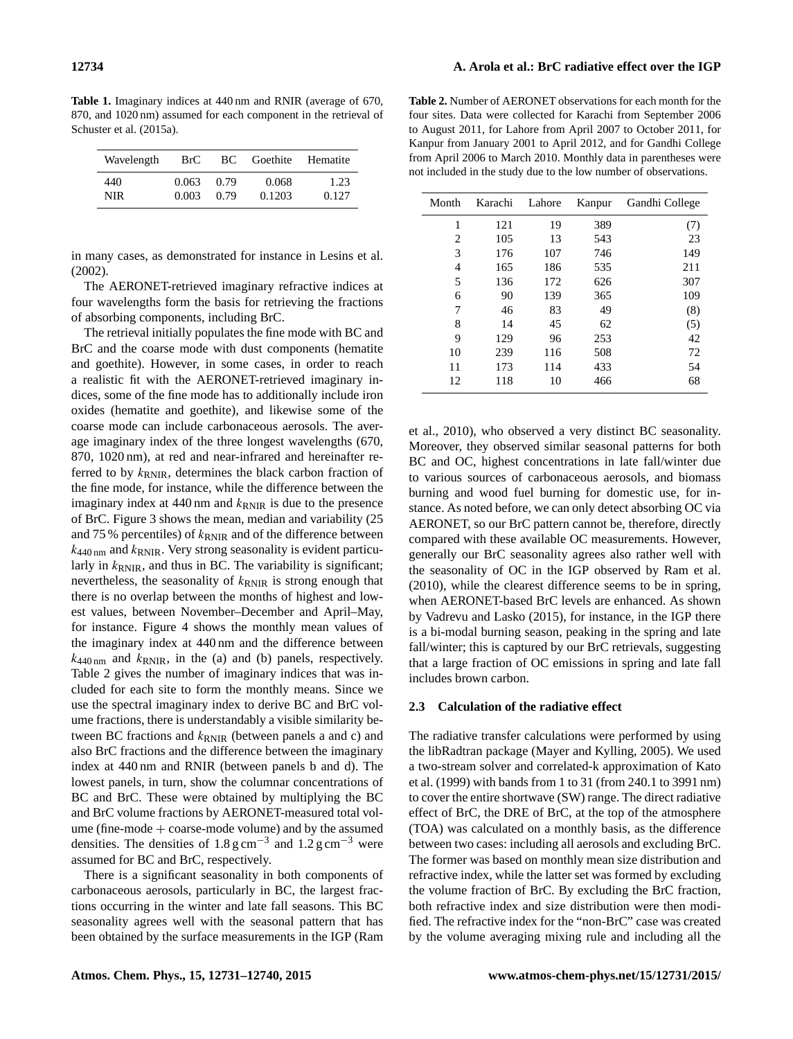**Table 1.** Imaginary indices at 440 nm and RNIR (average of 670, 870, and 1020 nm) assumed for each component in the retrieval of Schuster et al. (2015a).

| Wavelength | BrC | BC | Goethite | Hematite |
|---|---|---|---|---|
| 440 | 0.063 | 0.79 | 0.068 | 1.23 |
| NIR | 0.003 | 0.79 | 0.1203 | 0.127 |

in many cases, as demonstrated for instance in Lesins et al. (2002).

The AERONET-retrieved imaginary refractive indices at four wavelengths form the basis for retrieving the fractions of absorbing components, including BrC.

The retrieval initially populates the fine mode with BC and BrC and the coarse mode with dust components (hematite and goethite). However, in some cases, in order to reach a realistic fit with the AERONET-retrieved imaginary indices, some of the fine mode has to additionally include iron oxides (hematite and goethite), and likewise some of the coarse mode can include carbonaceous aerosols. The average imaginary index of the three longest wavelengths (670, 870, 1020 nm), at red and near-infrared and hereinafter referred to by $k_{\mathrm{RNIR}}$, determines the black carbon fraction of the fine mode, for instance, while the difference between the imaginary index at 440 nm and $k_{\mathrm{RNIR}}$ is due to the presence of BrC. Figure 3 shows the mean, median and variability (25 and 75 % percentiles) of $k_{\mathrm{RNIR}}$ and of the difference between $k_{440\,\mathrm{nm}}$ and $k_{\mathrm{RNIR}}$. Very strong seasonality is evident particularly in $k_{\mathrm{RNIR}}$, and thus in BC. The variability is significant; nevertheless, the seasonality of $k_{\mathrm{RNIR}}$ is strong enough that there is no overlap between the months of highest and lowest values, between November–December and April–May, for instance. Figure 4 shows the monthly mean values of the imaginary index at 440 nm and the difference between $k_{440\,\mathrm{nm}}$ and $k_{\mathrm{RNIR}}$, in the (a) and (b) panels, respectively. Table 2 gives the number of imaginary indices that was included for each site to form the monthly means. Since we use the spectral imaginary index to derive BC and BrC volume fractions, there is understandably a visible similarity between BC fractions and $k_{\mathrm{RNIR}}$ (between panels a and c) and also BrC fractions and the difference between the imaginary index at 440 nm and RNIR (between panels b and d). The lowest panels, in turn, show the columnar concentrations of BC and BrC. These were obtained by multiplying the BC and BrC volume fractions by AERONET-measured total volume (fine-mode + coarse-mode volume) and by the assumed densities. The densities of $1.8\,\mathrm{g\,cm^{-3}}$ and $1.2\,\mathrm{g\,cm^{-3}}$ were assumed for BC and BrC, respectively.

There is a significant seasonality in both components of carbonaceous aerosols, particularly in BC, the largest fractions occurring in the winter and late fall seasons. This BC seasonality agrees well with the seasonal pattern that has been obtained by the surface measurements in the IGP (Ram et al., 2010), who observed a very distinct BC seasonality. Moreover, they observed similar seasonal patterns for both BC and OC, highest concentrations in late fall/winter due to various sources of carbonaceous aerosols, and biomass burning and wood fuel burning for domestic use, for instance. As noted before, we can only detect absorbing OC via AERONET, so our BrC pattern cannot be, therefore, directly compared with these available OC measurements. However, generally our BrC seasonality agrees also rather well with the seasonality of OC in the IGP observed by Ram et al. (2010), while the clearest difference seems to be in spring, when AERONET-based BrC levels are enhanced. As shown by Vadrevu and Lasko (2015), for instance, in the IGP there is a bi-modal burning season, peaking in the spring and late fall/winter; this is captured by our BrC retrievals, suggesting that a large fraction of OC emissions in spring and late fall includes brown carbon.

**Table 2.** Number of AERONET observations for each month for the four sites. Data were collected for Karachi from September 2006 to August 2011, for Lahore from April 2007 to October 2011, for Kanpur from January 2001 to April 2012, and for Gandhi College from April 2006 to March 2010. Monthly data in parentheses were not included in the study due to the low number of observations.

| Month | Karachi | Lahore | Kanpur | Gandhi College |
|---|---|---|---|---|
| 1 | 121 | 19 | 389 | (7) |
| 2 | 105 | 13 | 543 | 23 |
| 3 | 176 | 107 | 746 | 149 |
| 4 | 165 | 186 | 535 | 211 |
| 5 | 136 | 172 | 626 | 307 |
| 6 | 90 | 139 | 365 | 109 |
| 7 | 46 | 83 | 49 | (8) |
| 8 | 14 | 45 | 62 | (5) |
| 9 | 129 | 96 | 253 | 42 |
| 10 | 239 | 116 | 508 | 72 |
| 11 | 173 | 114 | 433 | 54 |
| 12 | 118 | 10 | 466 | 68 |

### 2.3 Calculation of the radiative effect

The radiative transfer calculations were performed by using the libRadtran package (Mayer and Kylling, 2005). We used a two-stream solver and correlated-k approximation of Kato et al. (1999) with bands from 1 to 31 (from 240.1 to 3991 nm) to cover the entire shortwave (SW) range. The direct radiative effect of BrC, the DRE of BrC, at the top of the atmosphere (TOA) was calculated on a monthly basis, as the difference between two cases: including all aerosols and excluding BrC. The former was based on monthly mean size distribution and refractive index, while the latter set was formed by excluding the volume fraction of BrC. By excluding the BrC fraction, both refractive index and size distribution were then modified. The refractive index for the "non-BrC" case was created by the volume averaging mixing rule and including all the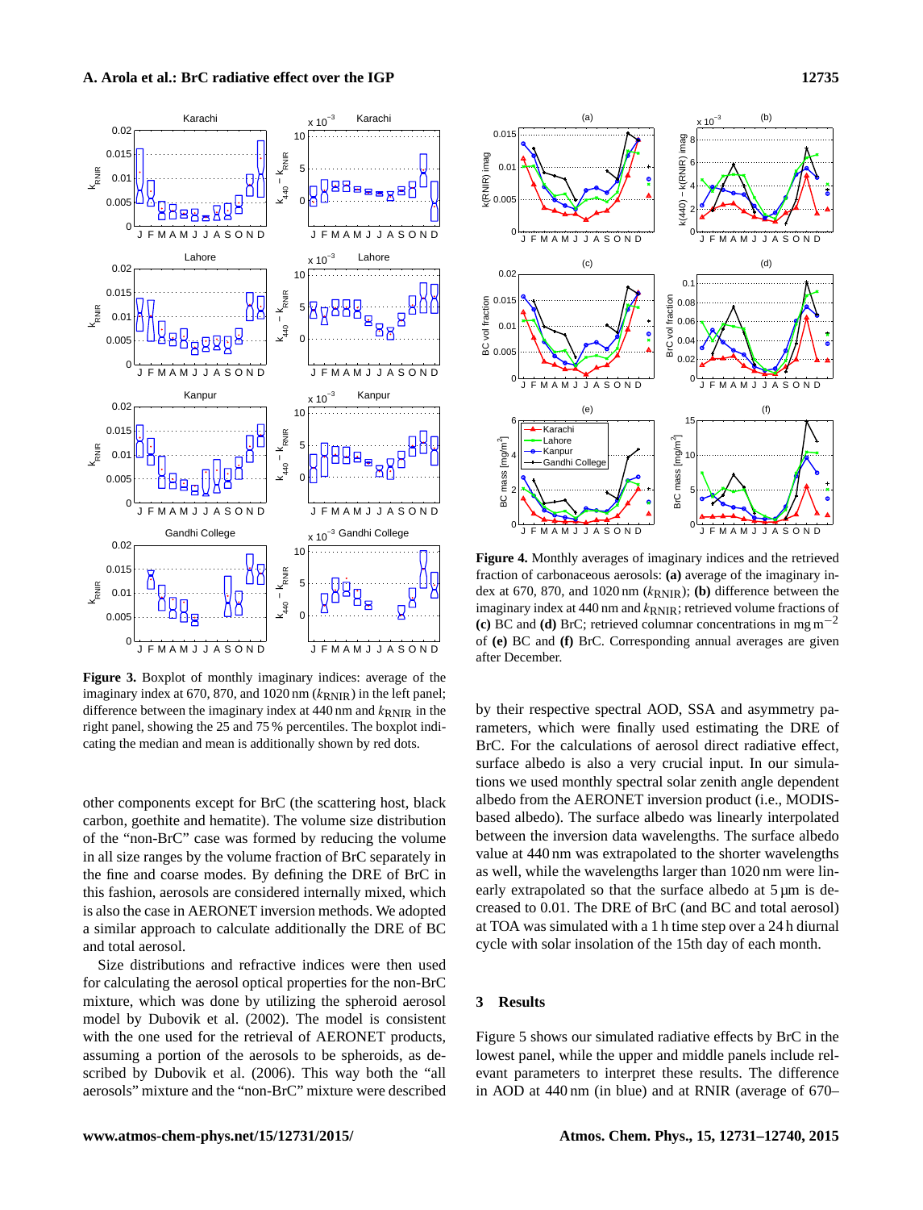**Figure 3.** Boxplot of monthly imaginary indices: average of the imaginary index at 670, 870, and 1020 nm ($k_{\mathrm{RNIR}}$) in the left panel; difference between the imaginary index at 440 nm and $k_{\mathrm{RNIR}}$ in the right panel, showing the 25 and 75 % percentiles. The boxplot indicating the median and mean is additionally shown by red dots.

**Figure 4.** Monthly averages of imaginary indices and the retrieved fraction of carbonaceous aerosols: **(a)** average of the imaginary index at 670, 870, and 1020 nm ($k_{\mathrm{RNIR}}$); **(b)** difference between the imaginary index at 440 nm and $k_{\mathrm{RNIR}}$; retrieved volume fractions of **(c)** BC and **(d)** BrC; retrieved columnar concentrations in mg m$^{-2}$ of **(e)** BC and **(f)** BrC. Corresponding annual averages are given after December.

other components except for BrC (the scattering host, black carbon, goethite and hematite). The volume size distribution of the "non-BrC" case was formed by reducing the volume in all size ranges by the volume fraction of BrC separately in the fine and coarse modes. By defining the DRE of BrC in this fashion, aerosols are considered internally mixed, which is also the case in AERONET inversion methods. We adopted a similar approach to calculate additionally the DRE of BC and total aerosol.

Size distributions and refractive indices were then used for calculating the aerosol optical properties for the non-BrC mixture, which was done by utilizing the spheroid aerosol model by Dubovik et al. (2002). The model is consistent with the one used for the retrieval of AERONET products, assuming a portion of the aerosols to be spheroids, as described by Dubovik et al. (2006). This way both the "all aerosols" mixture and the "non-BrC" mixture were described by their respective spectral AOD, SSA and asymmetry parameters, which were finally used estimating the DRE of BrC. For the calculations of aerosol direct radiative effect, surface albedo is also a very crucial input. In our simulations we used monthly spectral solar zenith angle dependent albedo from the AERONET inversion product (i.e., MODIS-based albedo). The surface albedo was linearly interpolated between the inversion data wavelengths. The surface albedo value at 440 nm was extrapolated to the shorter wavelengths as well, while the wavelengths larger than 1020 nm were linearly extrapolated so that the surface albedo at 5 µm is decreased to 0.01. The DRE of BrC (and BC and total aerosol) at TOA was simulated with a 1 h time step over a 24 h diurnal cycle with solar insolation of the 15th day of each month.

## 3 Results

Figure 5 shows our simulated radiative effects by BrC in the lowest panel, while the upper and middle panels include relevant parameters to interpret these results. The difference in AOD at 440 nm (in blue) and at RNIR (average of 670–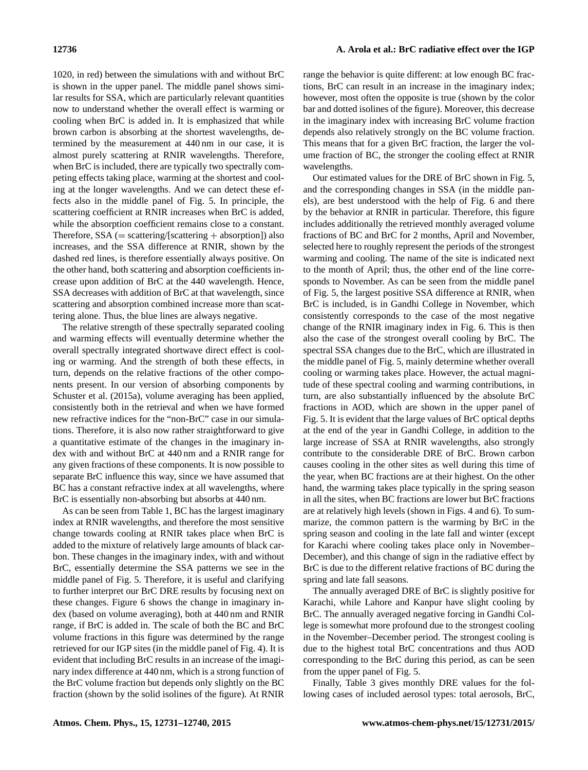1020, in red) between the simulations with and without BrC is shown in the upper panel. The middle panel shows similar results for SSA, which are particularly relevant quantities now to understand whether the overall effect is warming or cooling when BrC is added in. It is emphasized that while brown carbon is absorbing at the shortest wavelengths, determined by the measurement at 440 nm in our case, it is almost purely scattering at RNIR wavelengths. Therefore, when BrC is included, there are typically two spectrally competing effects taking place, warming at the shortest and cooling at the longer wavelengths. And we can detect these effects also in the middle panel of Fig. 5. In principle, the scattering coefficient at RNIR increases when BrC is added, while the absorption coefficient remains close to a constant. Therefore, SSA (= scattering/[scattering + absorption]) also increases, and the SSA difference at RNIR, shown by the dashed red lines, is therefore essentially always positive. On the other hand, both scattering and absorption coefficients increase upon addition of BrC at the 440 wavelength. Hence, SSA decreases with addition of BrC at that wavelength, since scattering and absorption combined increase more than scattering alone. Thus, the blue lines are always negative.

The relative strength of these spectrally separated cooling and warming effects will eventually determine whether the overall spectrally integrated shortwave direct effect is cooling or warming. And the strength of both these effects, in turn, depends on the relative fractions of the other components present. In our version of absorbing components by Schuster et al. (2015a), volume averaging has been applied, consistently both in the retrieval and when we have formed new refractive indices for the "non-BrC" case in our simulations. Therefore, it is also now rather straightforward to give a quantitative estimate of the changes in the imaginary index with and without BrC at 440 nm and a RNIR range for any given fractions of these components. It is now possible to separate BrC influence this way, since we have assumed that BC has a constant refractive index at all wavelengths, where BrC is essentially non-absorbing but absorbs at 440 nm.

As can be seen from Table 1, BC has the largest imaginary index at RNIR wavelengths, and therefore the most sensitive change towards cooling at RNIR takes place when BrC is added to the mixture of relatively large amounts of black carbon. These changes in the imaginary index, with and without BrC, essentially determine the SSA patterns we see in the middle panel of Fig. 5. Therefore, it is useful and clarifying to further interpret our BrC DRE results by focusing next on these changes. Figure 6 shows the change in imaginary index (based on volume averaging), both at 440 nm and RNIR range, if BrC is added in. The scale of both the BC and BrC volume fractions in this figure was determined by the range retrieved for our IGP sites (in the middle panel of Fig. 4). It is evident that including BrC results in an increase of the imaginary index difference at 440 nm, which is a strong function of the BrC volume fraction but depends only slightly on the BC fraction (shown by the solid isolines of the figure). At RNIR range the behavior is quite different: at low enough BC fractions, BrC can result in an increase in the imaginary index; however, most often the opposite is true (shown by the color bar and dotted isolines of the figure). Moreover, this decrease in the imaginary index with increasing BrC volume fraction depends also relatively strongly on the BC volume fraction. This means that for a given BrC fraction, the larger the volume fraction of BC, the stronger the cooling effect at RNIR wavelengths.

Our estimated values for the DRE of BrC shown in Fig. 5, and the corresponding changes in SSA (in the middle panels), are best understood with the help of Fig. 6 and there by the behavior at RNIR in particular. Therefore, this figure includes additionally the retrieved monthly averaged volume fractions of BC and BrC for 2 months, April and November, selected here to roughly represent the periods of the strongest warming and cooling. The name of the site is indicated next to the month of April; thus, the other end of the line corresponds to November. As can be seen from the middle panel of Fig. 5, the largest positive SSA difference at RNIR, when BrC is included, is in Gandhi College in November, which consistently corresponds to the case of the most negative change of the RNIR imaginary index in Fig. 6. This is then also the case of the strongest overall cooling by BrC. The spectral SSA changes due to the BrC, which are illustrated in the middle panel of Fig. 5, mainly determine whether overall cooling or warming takes place. However, the actual magnitude of these spectral cooling and warming contributions, in turn, are also substantially influenced by the absolute BrC fractions in AOD, which are shown in the upper panel of Fig. 5. It is evident that the large values of BrC optical depths at the end of the year in Gandhi College, in addition to the large increase of SSA at RNIR wavelengths, also strongly contribute to the considerable DRE of BrC. Brown carbon causes cooling in the other sites as well during this time of the year, when BC fractions are at their highest. On the other hand, the warming takes place typically in the spring season in all the sites, when BC fractions are lower but BrC fractions are at relatively high levels (shown in Figs. 4 and 6). To summarize, the common pattern is the warming by BrC in the spring season and cooling in the late fall and winter (except for Karachi where cooling takes place only in November–December), and this change of sign in the radiative effect by BrC is due to the different relative fractions of BC during the spring and late fall seasons.

The annually averaged DRE of BrC is slightly positive for Karachi, while Lahore and Kanpur have slight cooling by BrC. The annually averaged negative forcing in Gandhi College is somewhat more profound due to the strongest cooling in the November–December period. The strongest cooling is due to the highest total BrC concentrations and thus AOD corresponding to the BrC during this period, as can be seen from the upper panel of Fig. 5.

Finally, Table 3 gives monthly DRE values for the following cases of included aerosol types: total aerosols, BrC,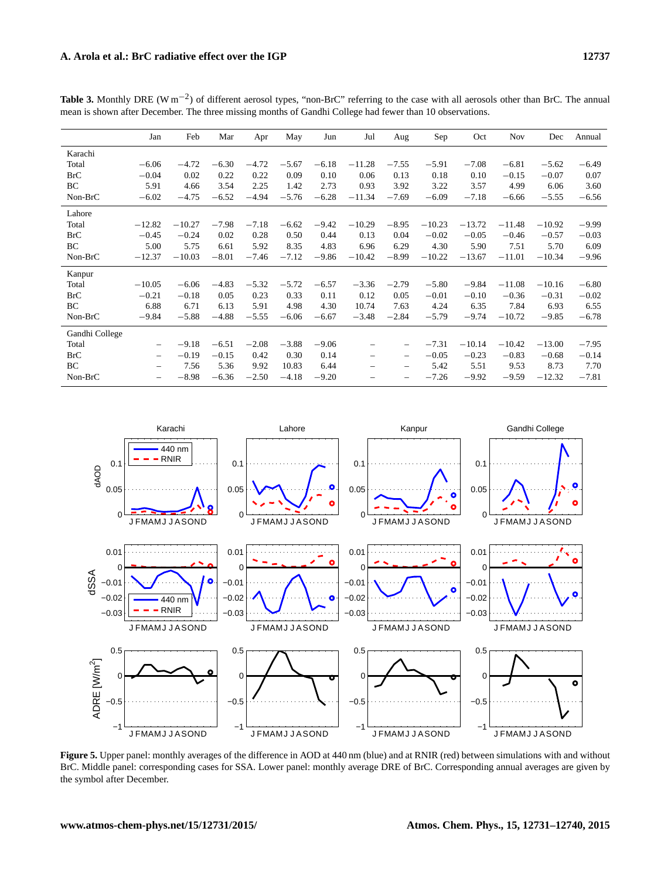**Table 3.** Monthly DRE ($W m^{-2}$) of different aerosol types, "non-BrC" referring to the case with all aerosols other than BrC. The annual mean is shown after December. The three missing months of Gandhi College had fewer than 10 observations.

| | Jan | Feb | Mar | Apr | May | Jun | Jul | Aug | Sep | Oct | Nov | Dec | Annual |
|---|---|---|---|---|---|---|---|---|---|---|---|---|---|
| Karachi | | | | | | | | | | | | | |
| Total | −6.06 | −4.72 | −6.30 | −4.72 | −5.67 | −6.18 | −11.28 | −7.55 | −5.91 | −7.08 | −6.81 | −5.62 | −6.49 |
| BrC | −0.04 | 0.02 | 0.22 | 0.22 | 0.09 | 0.10 | 0.06 | 0.13 | 0.18 | 0.10 | −0.15 | −0.07 | 0.07 |
| BC | 5.91 | 4.66 | 3.54 | 2.25 | 1.42 | 2.73 | 0.93 | 3.92 | 3.22 | 3.57 | 4.99 | 6.06 | 3.60 |
| Non-BrC | −6.02 | −4.75 | −6.52 | −4.94 | −5.76 | −6.28 | −11.34 | −7.69 | −6.09 | −7.18 | −6.66 | −5.55 | −6.56 |
| Lahore | | | | | | | | | | | | | |
| Total | −12.82 | −10.27 | −7.98 | −7.18 | −6.62 | −9.42 | −10.29 | −8.95 | −10.23 | −13.72 | −11.48 | −10.92 | −9.99 |
| BrC | −0.45 | −0.24 | 0.02 | 0.28 | 0.50 | 0.44 | 0.13 | 0.04 | −0.02 | −0.05 | −0.46 | −0.57 | −0.03 |
| BC | 5.00 | 5.75 | 6.61 | 5.92 | 8.35 | 4.83 | 6.96 | 6.29 | 4.30 | 5.90 | 7.51 | 5.70 | 6.09 |
| Non-BrC | −12.37 | −10.03 | −8.01 | −7.46 | −7.12 | −9.86 | −10.42 | −8.99 | −10.22 | −13.67 | −11.01 | −10.34 | −9.96 |
| Kanpur | | | | | | | | | | | | | |
| Total | −10.05 | −6.06 | −4.83 | −5.32 | −5.72 | −6.57 | −3.36 | −2.79 | −5.80 | −9.84 | −11.08 | −10.16 | −6.80 |
| BrC | −0.21 | −0.18 | 0.05 | 0.23 | 0.33 | 0.11 | 0.12 | 0.05 | −0.01 | −0.10 | −0.36 | −0.31 | −0.02 |
| BC | 6.88 | 6.71 | 6.13 | 5.91 | 4.98 | 4.30 | 10.74 | 7.63 | 4.24 | 6.35 | 7.84 | 6.93 | 6.55 |
| Non-BrC | −9.84 | −5.88 | −4.88 | −5.55 | −6.06 | −6.67 | −3.48 | −2.84 | −5.79 | −9.74 | −10.72 | −9.85 | −6.78 |
| Gandhi College | | | | | | | | | | | | | |
| Total | – | −9.18 | −6.51 | −2.08 | −3.88 | −9.06 | – | – | −7.31 | −10.14 | −10.42 | −13.00 | −7.95 |
| BrC | – | −0.19 | −0.15 | 0.42 | 0.30 | 0.14 | – | – | −0.05 | −0.23 | −0.83 | −0.68 | −0.14 |
| BC | – | 7.56 | 5.36 | 9.92 | 10.83 | 6.44 | – | – | 5.42 | 5.51 | 9.53 | 8.73 | 7.70 |
| Non-BrC | – | −8.98 | −6.36 | −2.50 | −4.18 | −9.20 | – | – | −7.26 | −9.92 | −9.59 | −12.32 | −7.81 |

**Figure 5.** Upper panel: monthly averages of the difference in AOD at 440 nm (blue) and at RNIR (red) between simulations with and without BrC. Middle panel: corresponding cases for SSA. Lower panel: monthly average DRE of BrC. Corresponding annual averages are given by the symbol after December.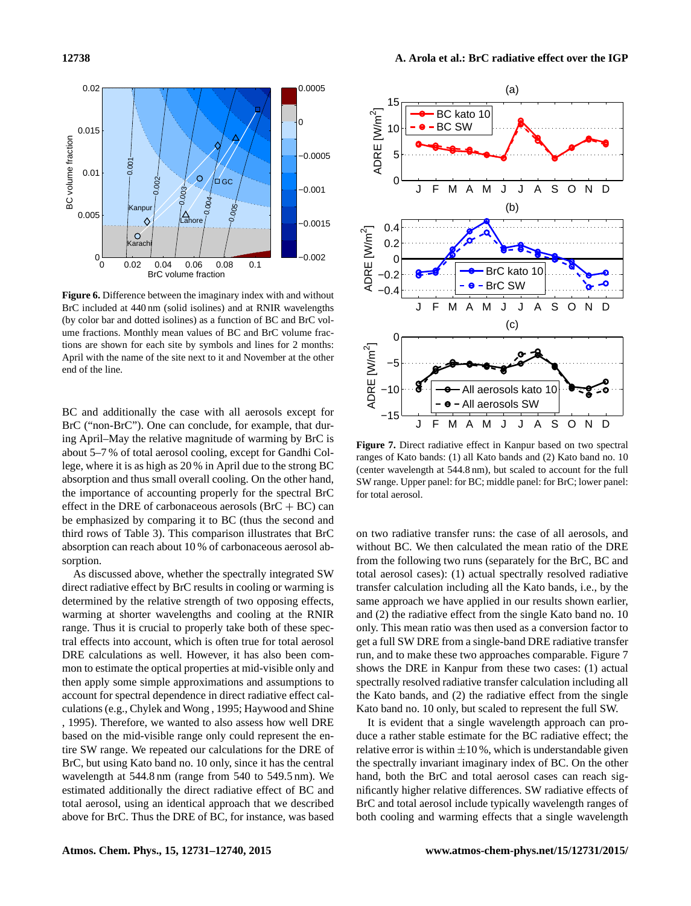**Figure 6.** Difference between the imaginary index with and without BrC included at 440 nm (solid isolines) and at RNIR wavelengths (by color bar and dotted isolines) as a function of BC and BrC volume fractions. Monthly mean values of BC and BrC volume fractions are shown for each site by symbols and lines for 2 months: April with the name of the site next to it and November at the other end of the line.

**Figure 7.** Direct radiative effect in Kanpur based on two spectral ranges of Kato bands: (1) all Kato bands and (2) Kato band no. 10 (center wavelength at 544.8 nm), but scaled to account for the full SW range. Upper panel: for BC; middle panel: for BrC; lower panel: for total aerosol.

BC and additionally the case with all aerosols except for BrC ("non-BrC"). One can conclude, for example, that during April–May the relative magnitude of warming by BrC is about 5–7 % of total aerosol cooling, except for Gandhi College, where it is as high as 20 % in April due to the strong BC absorption and thus small overall cooling. On the other hand, the importance of accounting properly for the spectral BrC effect in the DRE of carbonaceous aerosols (BrC + BC) can be emphasized by comparing it to BC (thus the second and third rows of Table 3). This comparison illustrates that BrC absorption can reach about 10 % of carbonaceous aerosol absorption.

As discussed above, whether the spectrally integrated SW direct radiative effect by BrC results in cooling or warming is determined by the relative strength of two opposing effects, warming at shorter wavelengths and cooling at the RNIR range. Thus it is crucial to properly take both of these spectral effects into account, which is often true for total aerosol DRE calculations as well. However, it has also been common to estimate the optical properties at mid-visible only and then apply some simple approximations and assumptions to account for spectral dependence in direct radiative effect calculations (e.g., Chylek and Wong , 1995; Haywood and Shine , 1995). Therefore, we wanted to also assess how well DRE based on the mid-visible range only could represent the entire SW range. We repeated our calculations for the DRE of BrC, but using Kato band no. 10 only, since it has the central wavelength at 544.8 nm (range from 540 to 549.5 nm). We estimated additionally the direct radiative effect of BC and total aerosol, using an identical approach that we described above for BrC. Thus the DRE of BC, for instance, was based on two radiative transfer runs: the case of all aerosols, and without BC. We then calculated the mean ratio of the DRE from the following two runs (separately for the BrC, BC and total aerosol cases): (1) actual spectrally resolved radiative transfer calculation including all the Kato bands, i.e., by the same approach we have applied in our results shown earlier, and (2) the radiative effect from the single Kato band no. 10 only. This mean ratio was then used as a conversion factor to get a full SW DRE from a single-band DRE radiative transfer run, and to make these two approaches comparable. Figure 7 shows the DRE in Kanpur from these two cases: (1) actual spectrally resolved radiative transfer calculation including all the Kato bands, and (2) the radiative effect from the single Kato band no. 10 only, but scaled to represent the full SW.

It is evident that a single wavelength approach can produce a rather stable estimate for the BC radiative effect; the relative error is within $\pm 10$ %, which is understandable given the spectrally invariant imaginary index of BC. On the other hand, both the BrC and total aerosol cases can reach significantly higher relative differences. SW radiative effects of BrC and total aerosol include typically wavelength ranges of both cooling and warming effects that a single wavelength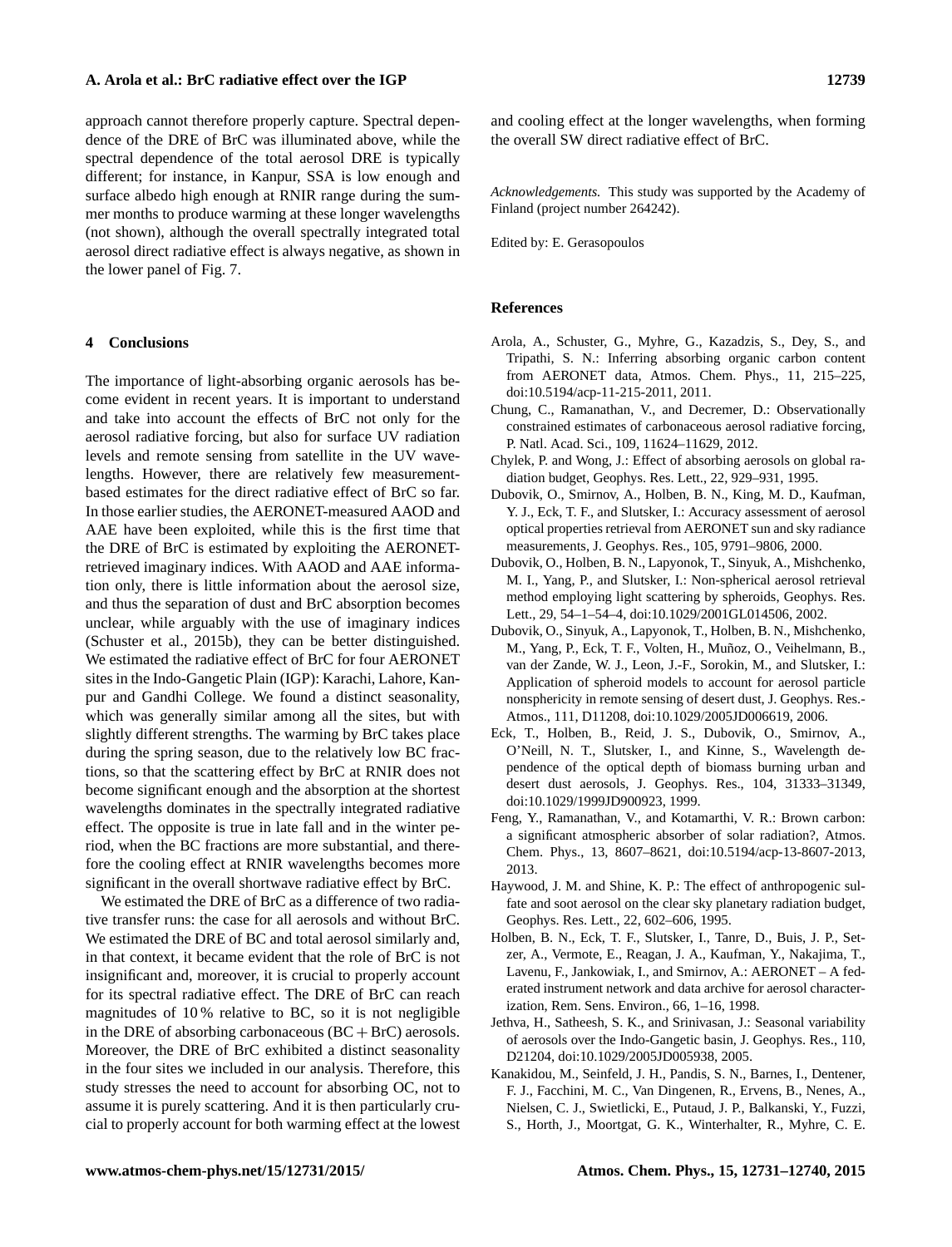approach cannot therefore properly capture. Spectral dependence of the DRE of BrC was illuminated above, while the spectral dependence of the total aerosol DRE is typically different; for instance, in Kanpur, SSA is low enough and surface albedo high enough at RNIR range during the summer months to produce warming at these longer wavelengths (not shown), although the overall spectrally integrated total aerosol direct radiative effect is always negative, as shown in the lower panel of Fig. 7.

## 4 Conclusions

The importance of light-absorbing organic aerosols has become evident in recent years. It is important to understand and take into account the effects of BrC not only for the aerosol radiative forcing, but also for surface UV radiation levels and remote sensing from satellite in the UV wavelengths. However, there are relatively few measurement-based estimates for the direct radiative effect of BrC so far. In those earlier studies, the AERONET-measured AAOD and AAE have been exploited, while this is the first time that the DRE of BrC is estimated by exploiting the AERONET-retrieved imaginary indices. With AAOD and AAE information only, there is little information about the aerosol size, and thus the separation of dust and BrC absorption becomes unclear, while arguably with the use of imaginary indices (Schuster et al., 2015b), they can be better distinguished. We estimated the radiative effect of BrC for four AERONET sites in the Indo-Gangetic Plain (IGP): Karachi, Lahore, Kanpur and Gandhi College. We found a distinct seasonality, which was generally similar among all the sites, but with slightly different strengths. The warming by BrC takes place during the spring season, due to the relatively low BC fractions, so that the scattering effect by BrC at RNIR does not become significant enough and the absorption at the shortest wavelengths dominates in the spectrally integrated radiative effect. The opposite is true in late fall and in the winter period, when the BC fractions are more substantial, and therefore the cooling effect at RNIR wavelengths becomes more significant in the overall shortwave radiative effect by BrC.

We estimated the DRE of BrC as a difference of two radiative transfer runs: the case for all aerosols and without BrC. We estimated the DRE of BC and total aerosol similarly and, in that context, it became evident that the role of BrC is not insignificant and, moreover, it is crucial to properly account for its spectral radiative effect. The DRE of BrC can reach magnitudes of 10 % relative to BC, so it is not negligible in the DRE of absorbing carbonaceous (BC + BrC) aerosols. Moreover, the DRE of BrC exhibited a distinct seasonality in the four sites we included in our analysis. Therefore, this study stresses the need to account for absorbing OC, not to assume it is purely scattering. And it is then particularly crucial to properly account for both warming effect at the lowest and cooling effect at the longer wavelengths, when forming the overall SW direct radiative effect of BrC.

*Acknowledgements.* This study was supported by the Academy of Finland (project number 264242).

Edited by: E. Gerasopoulos

## References

Arola, A., Schuster, G., Myhre, G., Kazadzis, S., Dey, S., and Tripathi, S. N.: Inferring absorbing organic carbon content from AERONET data, Atmos. Chem. Phys., 11, 215–225, doi:10.5194/acp-11-215-2011, 2011.

Chung, C., Ramanathan, V., and Decremer, D.: Observationally constrained estimates of carbonaceous aerosol radiative forcing, P. Natl. Acad. Sci., 109, 11624–11629, 2012.

Chylek, P. and Wong, J.: Effect of absorbing aerosols on global radiation budget, Geophys. Res. Lett., 22, 929–931, 1995.

Dubovik, O., Smirnov, A., Holben, B. N., King, M. D., Kaufman, Y. J., Eck, T. F., and Slutsker, I.: Accuracy assessment of aerosol optical properties retrieval from AERONET sun and sky radiance measurements, J. Geophys. Res., 105, 9791–9806, 2000.

Dubovik, O., Holben, B. N., Lapyonok, T., Sinyuk, A., Mishchenko, M. I., Yang, P., and Slutsker, I.: Non-spherical aerosol retrieval method employing light scattering by spheroids, Geophys. Res. Lett., 29, 54–1–54–4, doi:10.1029/2001GL014506, 2002.

Dubovik, O., Sinyuk, A., Lapyonok, T., Holben, B. N., Mishchenko, M., Yang, P., Eck, T. F., Volten, H., Muñoz, O., Veihelmann, B., van der Zande, W. J., Leon, J.-F., Sorokin, M., and Slutsker, I.: Application of spheroid models to account for aerosol particle nonsphericity in remote sensing of desert dust, J. Geophys. Res.-Atmos., 111, D11208, doi:10.1029/2005JD006619, 2006.

Eck, T., Holben, B., Reid, J. S., Dubovik, O., Smirnov, A., O'Neill, N. T., Slutsker, I., and Kinne, S., Wavelength dependence of the optical depth of biomass burning urban and desert dust aerosols, J. Geophys. Res., 104, 31333–31349, doi:10.1029/1999JD900923, 1999.

Feng, Y., Ramanathan, V., and Kotamarthi, V. R.: Brown carbon: a significant atmospheric absorber of solar radiation?, Atmos. Chem. Phys., 13, 8607–8621, doi:10.5194/acp-13-8607-2013, 2013.

Haywood, J. M. and Shine, K. P.: The effect of anthropogenic sulfate and soot aerosol on the clear sky planetary radiation budget, Geophys. Res. Lett., 22, 602–606, 1995.

Holben, B. N., Eck, T. F., Slutsker, I., Tanre, D., Buis, J. P., Setzer, A., Vermote, E., Reagan, J. A., Kaufman, Y., Nakajima, T., Lavenu, F., Jankowiak, I., and Smirnov, A.: AERONET – A federated instrument network and data archive for aerosol characterization, Rem. Sens. Environ., 66, 1–16, 1998.

Jethva, H., Satheesh, S. K., and Srinivasan, J.: Seasonal variability of aerosols over the Indo-Gangetic basin, J. Geophys. Res., 110, D21204, doi:10.1029/2005JD005938, 2005.

Kanakidou, M., Seinfeld, J. H., Pandis, S. N., Barnes, I., Dentener, F. J., Facchini, M. C., Van Dingenen, R., Ervens, B., Nenes, A., Nielsen, C. J., Swietlicki, E., Putaud, J. P., Balkanski, Y., Fuzzi, S., Horth, J., Moortgat, G. K., Winterhalter, R., Myhre, C. E.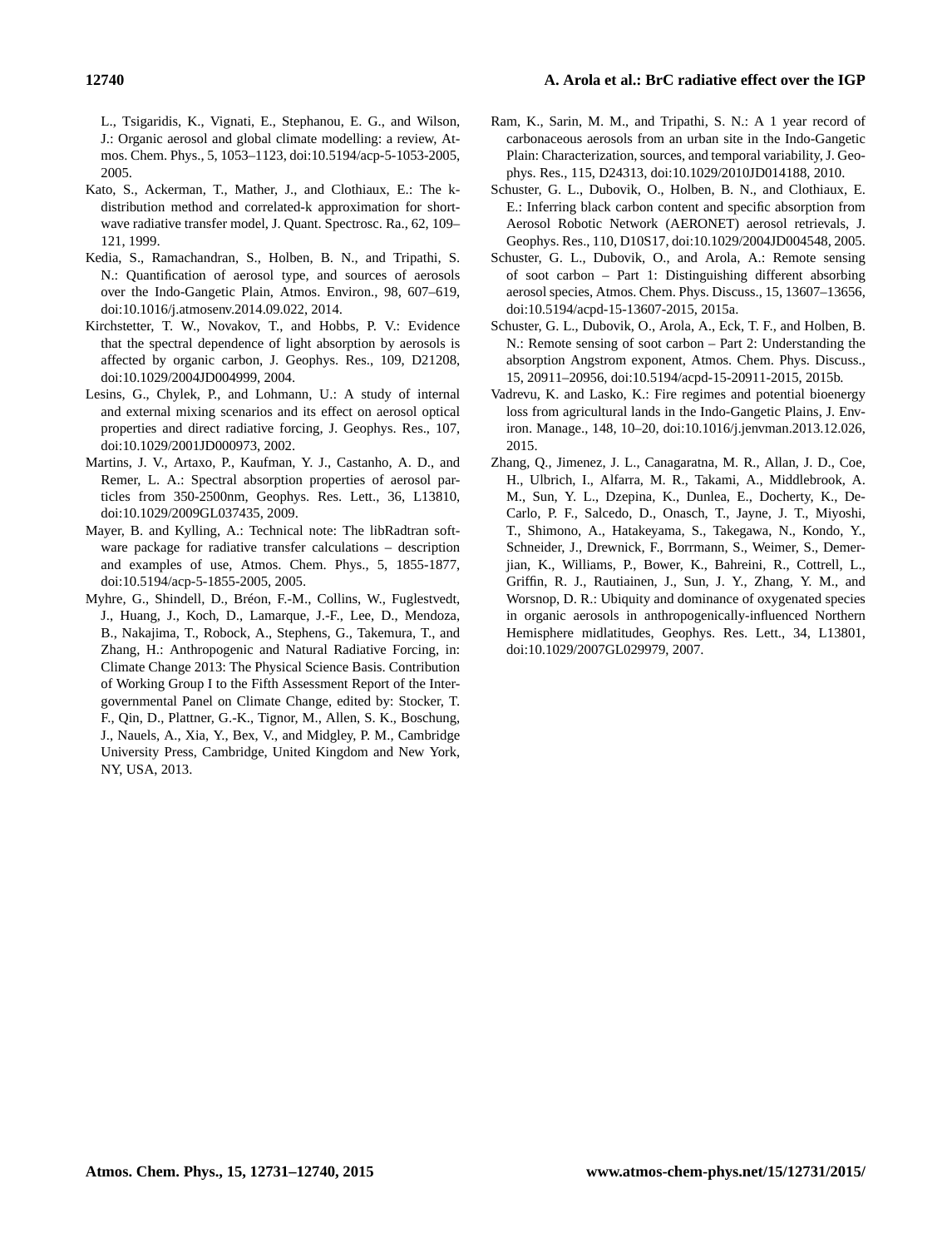L., Tsigaridis, K., Vignati, E., Stephanou, E. G., and Wilson, J.: Organic aerosol and global climate modelling: a review, Atmos. Chem. Phys., 5, 1053–1123, doi:10.5194/acp-5-1053-2005, 2005.

Kato, S., Ackerman, T., Mather, J., and Clothiaux, E.: The k-distribution method and correlated-k approximation for shortwave radiative transfer model, J. Quant. Spectrosc. Ra., 62, 109–121, 1999.

Kedia, S., Ramachandran, S., Holben, B. N., and Tripathi, S. N.: Quantification of aerosol type, and sources of aerosols over the Indo-Gangetic Plain, Atmos. Environ., 98, 607–619, doi:10.1016/j.atmosenv.2014.09.022, 2014.

Kirchstetter, T. W., Novakov, T., and Hobbs, P. V.: Evidence that the spectral dependence of light absorption by aerosols is affected by organic carbon, J. Geophys. Res., 109, D21208, doi:10.1029/2004JD004999, 2004.

Lesins, G., Chylek, P., and Lohmann, U.: A study of internal and external mixing scenarios and its effect on aerosol optical properties and direct radiative forcing, J. Geophys. Res., 107, doi:10.1029/2001JD000973, 2002.

Martins, J. V., Artaxo, P., Kaufman, Y. J., Castanho, A. D., and Remer, L. A.: Spectral absorption properties of aerosol particles from 350-2500nm, Geophys. Res. Lett., 36, L13810, doi:10.1029/2009GL037435, 2009.

Mayer, B. and Kylling, A.: Technical note: The libRadtran software package for radiative transfer calculations – description and examples of use, Atmos. Chem. Phys., 5, 1855-1877, doi:10.5194/acp-5-1855-2005, 2005.

Myhre, G., Shindell, D., Bréon, F.-M., Collins, W., Fuglestvedt, J., Huang, J., Koch, D., Lamarque, J.-F., Lee, D., Mendoza, B., Nakajima, T., Robock, A., Stephens, G., Takemura, T., and Zhang, H.: Anthropogenic and Natural Radiative Forcing, in: Climate Change 2013: The Physical Science Basis. Contribution of Working Group I to the Fifth Assessment Report of the Intergovernmental Panel on Climate Change, edited by: Stocker, T. F., Qin, D., Plattner, G.-K., Tignor, M., Allen, S. K., Boschung, J., Nauels, A., Xia, Y., Bex, V., and Midgley, P. M., Cambridge University Press, Cambridge, United Kingdom and New York, NY, USA, 2013.

Ram, K., Sarin, M. M., and Tripathi, S. N.: A 1 year record of carbonaceous aerosols from an urban site in the Indo-Gangetic Plain: Characterization, sources, and temporal variability, J. Geophys. Res., 115, D24313, doi:10.1029/2010JD014188, 2010.

Schuster, G. L., Dubovik, O., Holben, B. N., and Clothiaux, E. E.: Inferring black carbon content and specific absorption from Aerosol Robotic Network (AERONET) aerosol retrievals, J. Geophys. Res., 110, D10S17, doi:10.1029/2004JD004548, 2005.

Schuster, G. L., Dubovik, O., and Arola, A.: Remote sensing of soot carbon – Part 1: Distinguishing different absorbing aerosol species, Atmos. Chem. Phys. Discuss., 15, 13607–13656, doi:10.5194/acpd-15-13607-2015, 2015a.

Schuster, G. L., Dubovik, O., Arola, A., Eck, T. F., and Holben, B. N.: Remote sensing of soot carbon – Part 2: Understanding the absorption Angstrom exponent, Atmos. Chem. Phys. Discuss., 15, 20911–20956, doi:10.5194/acpd-15-20911-2015, 2015b.

Vadrevu, K. and Lasko, K.: Fire regimes and potential bioenergy loss from agricultural lands in the Indo-Gangetic Plains, J. Environ. Manage., 148, 10–20, doi:10.1016/j.jenvman.2013.12.026, 2015.

Zhang, Q., Jimenez, J. L., Canagaratna, M. R., Allan, J. D., Coe, H., Ulbrich, I., Alfarra, M. R., Takami, A., Middlebrook, A. M., Sun, Y. L., Dzepina, K., Dunlea, E., Docherty, K., DeCarlo, P. F., Salcedo, D., Onasch, T., Jayne, J. T., Miyoshi, T., Shimono, A., Hatakeyama, S., Takegawa, N., Kondo, Y., Schneider, J., Drewnick, F., Borrmann, S., Weimer, S., Demerjian, K., Williams, P., Bower, K., Bahreini, R., Cottrell, L., Griffin, R. J., Rautiainen, J., Sun, J. Y., Zhang, Y. M., and Worsnop, D. R.: Ubiquity and dominance of oxygenated species in organic aerosols in anthropogenically-influenced Northern Hemisphere midlatitudes, Geophys. Res. Lett., 34, L13801, doi:10.1029/2007GL029979, 2007.